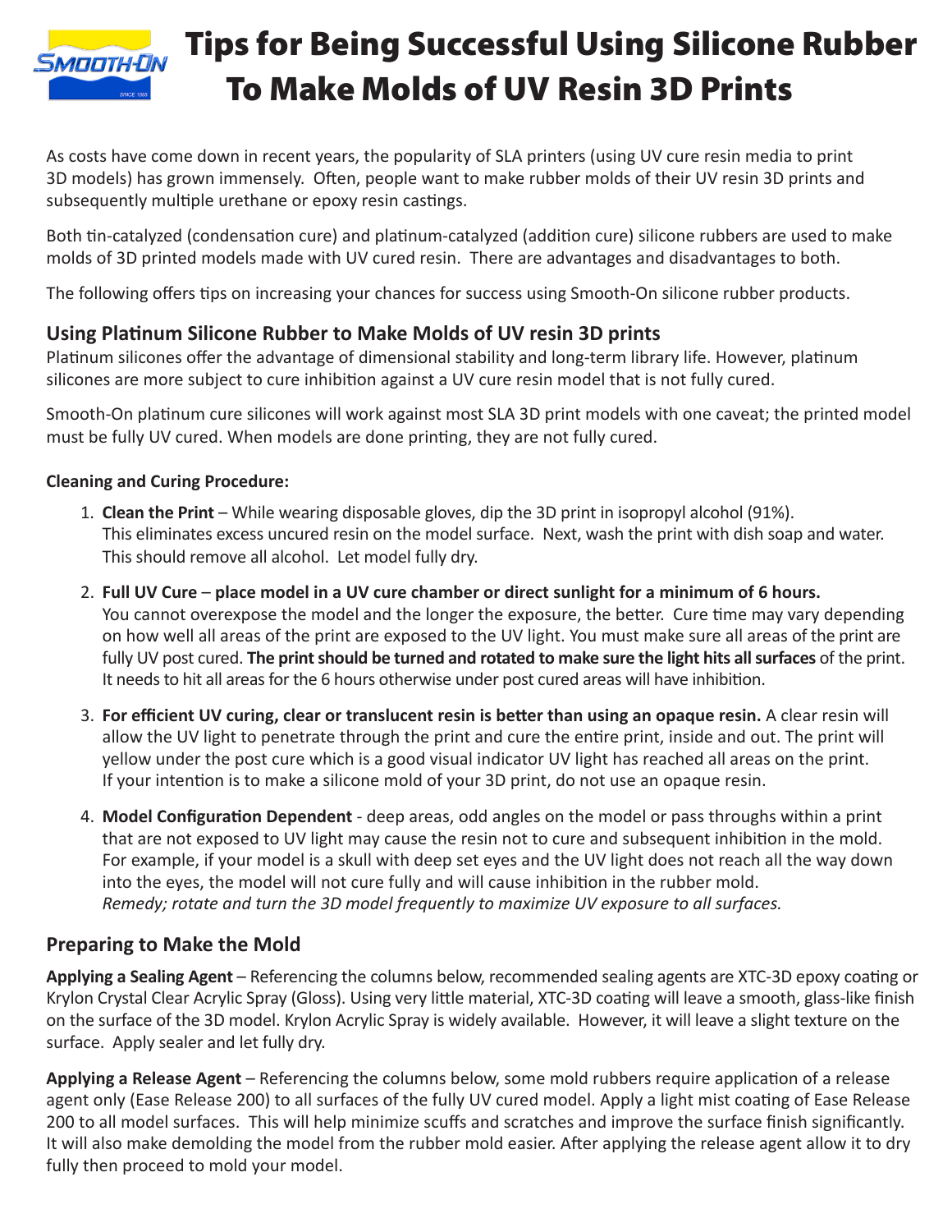# Tips for Being Successful Using Silicone Rubber To Make Molds of UV Resin 3D Prints

As costs have come down in recent years, the popularity of SLA printers (using UV cure resin media to print 3D models) has grown immensely. Often, people want to make rubber molds of their UV resin 3D prints and subsequently multiple urethane or epoxy resin castings.

Both tin-catalyzed (condensation cure) and platinum-catalyzed (addition cure) silicone rubbers are used to make molds of 3D printed models made with UV cured resin. There are advantages and disadvantages to both.

The following offers tips on increasing your chances for success using Smooth-On silicone rubber products.

## Using Platinum Silicone Rubber to Make Molds of UV resin 3D prints

Platinum silicones offer the advantage of dimensional stability and long-term library life. However, platinum silicones are more subject to cure inhibition against a UV cure resin model that is not fully cured.

Smooth-On platinum cure silicones will work against most SLA 3D print models with one caveat; the printed model must be fully UV cured. When models are done printing, they are not fully cured.

**Cleaning and Curing Procedure:**

1. **Clean the Print** – While wearing disposable gloves, dip the 3D print in isopropyl alcohol (91%). This eliminates excess uncured resin on the model surface. Next, wash the print with dish soap and water. This should remove all alcohol. Let model fully dry.
2. **Full UV Cure** – **place model in a UV cure chamber or direct sunlight for a minimum of 6 hours.** You cannot overexpose the model and the longer the exposure, the better. Cure time may vary depending on how well all areas of the print are exposed to the UV light. You must make sure all areas of the print are fully UV post cured. **The print should be turned and rotated to make sure the light hits all surfaces** of the print. It needs to hit all areas for the 6 hours otherwise under post cured areas will have inhibition.
3. **For efficient UV curing, clear or translucent resin is better than using an opaque resin.** A clear resin will allow the UV light to penetrate through the print and cure the entire print, inside and out. The print will yellow under the post cure which is a good visual indicator UV light has reached all areas on the print. If your intention is to make a silicone mold of your 3D print, do not use an opaque resin.
4. **Model Configuration Dependent** - deep areas, odd angles on the model or pass throughs within a print that are not exposed to UV light may cause the resin not to cure and subsequent inhibition in the mold. For example, if your model is a skull with deep set eyes and the UV light does not reach all the way down into the eyes, the model will not cure fully and will cause inhibition in the rubber mold. *Remedy; rotate and turn the 3D model frequently to maximize UV exposure to all surfaces.*

## Preparing to Make the Mold

**Applying a Sealing Agent** – Referencing the columns below, recommended sealing agents are XTC-3D epoxy coating or Krylon Crystal Clear Acrylic Spray (Gloss). Using very little material, XTC-3D coating will leave a smooth, glass-like finish on the surface of the 3D model. Krylon Acrylic Spray is widely available. However, it will leave a slight texture on the surface. Apply sealer and let fully dry.

**Applying a Release Agent** – Referencing the columns below, some mold rubbers require application of a release agent only (Ease Release 200) to all surfaces of the fully UV cured model. Apply a light mist coating of Ease Release 200 to all model surfaces. This will help minimize scuffs and scratches and improve the surface finish significantly. It will also make demolding the model from the rubber mold easier. After applying the release agent allow it to dry fully then proceed to mold your model.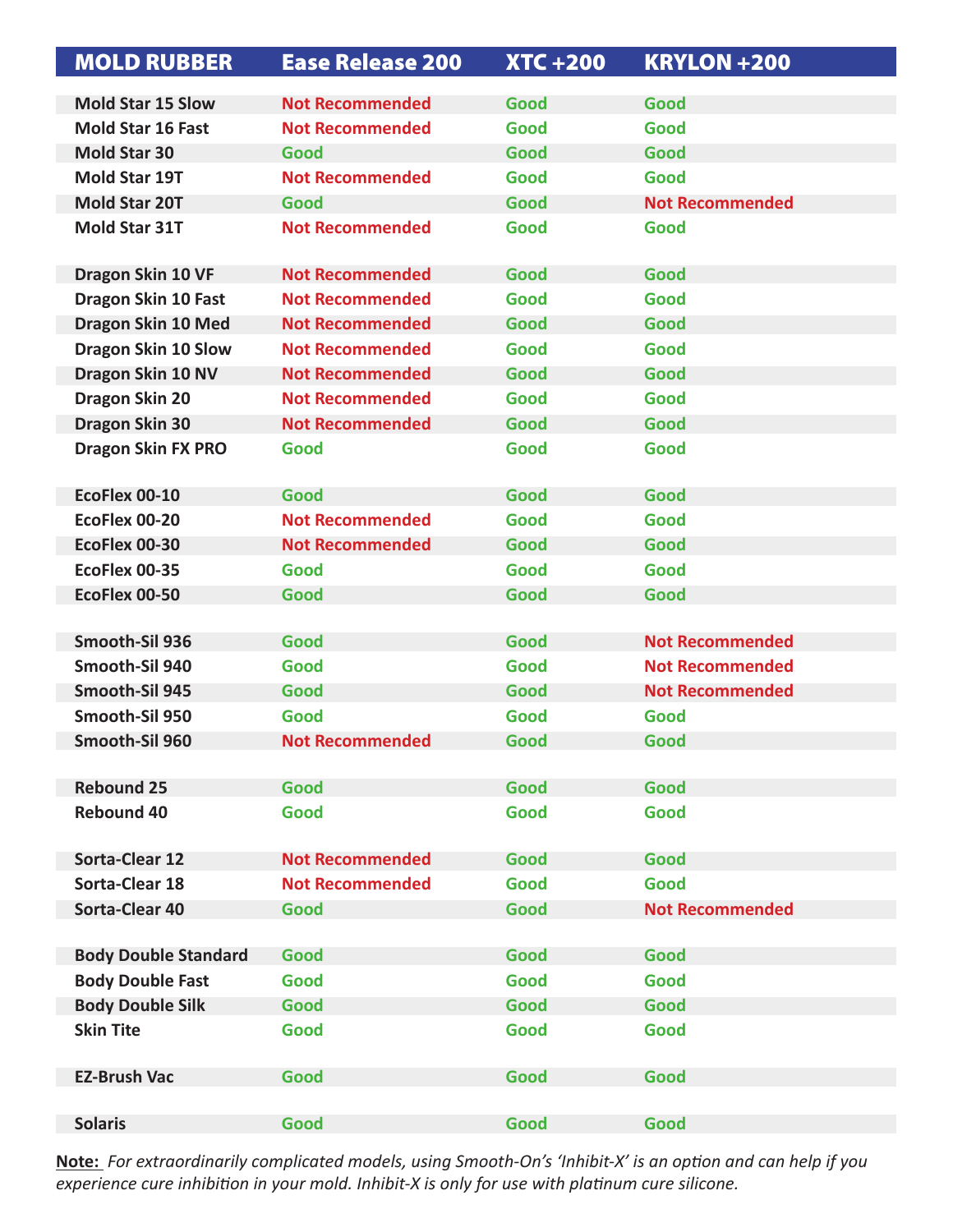| MOLD RUBBER | Ease Release 200 | XTC +200 | KRYLON +200 |
|---|---|---|---|
| Mold Star 15 Slow | Not Recommended | Good | Good |
| Mold Star 16 Fast | Not Recommended | Good | Good |
| Mold Star 30 | Good | Good | Good |
| Mold Star 19T | Not Recommended | Good | Good |
| Mold Star 20T | Good | Good | Not Recommended |
| Mold Star 31T | Not Recommended | Good | Good |
| Dragon Skin 10 VF | Not Recommended | Good | Good |
| Dragon Skin 10 Fast | Not Recommended | Good | Good |
| Dragon Skin 10 Med | Not Recommended | Good | Good |
| Dragon Skin 10 Slow | Not Recommended | Good | Good |
| Dragon Skin 10 NV | Not Recommended | Good | Good |
| Dragon Skin 20 | Not Recommended | Good | Good |
| Dragon Skin 30 | Not Recommended | Good | Good |
| Dragon Skin FX PRO | Good | Good | Good |
| EcoFlex 00-10 | Good | Good | Good |
| EcoFlex 00-20 | Not Recommended | Good | Good |
| EcoFlex 00-30 | Not Recommended | Good | Good |
| EcoFlex 00-35 | Good | Good | Good |
| EcoFlex 00-50 | Good | Good | Good |
| Smooth-Sil 936 | Good | Good | Not Recommended |
| Smooth-Sil 940 | Good | Good | Not Recommended |
| Smooth-Sil 945 | Good | Good | Not Recommended |
| Smooth-Sil 950 | Good | Good | Good |
| Smooth-Sil 960 | Not Recommended | Good | Good |
| Rebound 25 | Good | Good | Good |
| Rebound 40 | Good | Good | Good |
| Sorta-Clear 12 | Not Recommended | Good | Good |
| Sorta-Clear 18 | Not Recommended | Good | Good |
| Sorta-Clear 40 | Good | Good | Not Recommended |
| Body Double Standard | Good | Good | Good |
| Body Double Fast | Good | Good | Good |
| Body Double Silk | Good | Good | Good |
| Skin Tite | Good | Good | Good |
| EZ-Brush Vac | Good | Good | Good |
| Solaris | Good | Good | Good |

**Note:** *For extraordinarily complicated models, using Smooth-On's 'Inhibit-X' is an option and can help if you experience cure inhibition in your mold. Inhibit-X is only for use with platinum cure silicone.*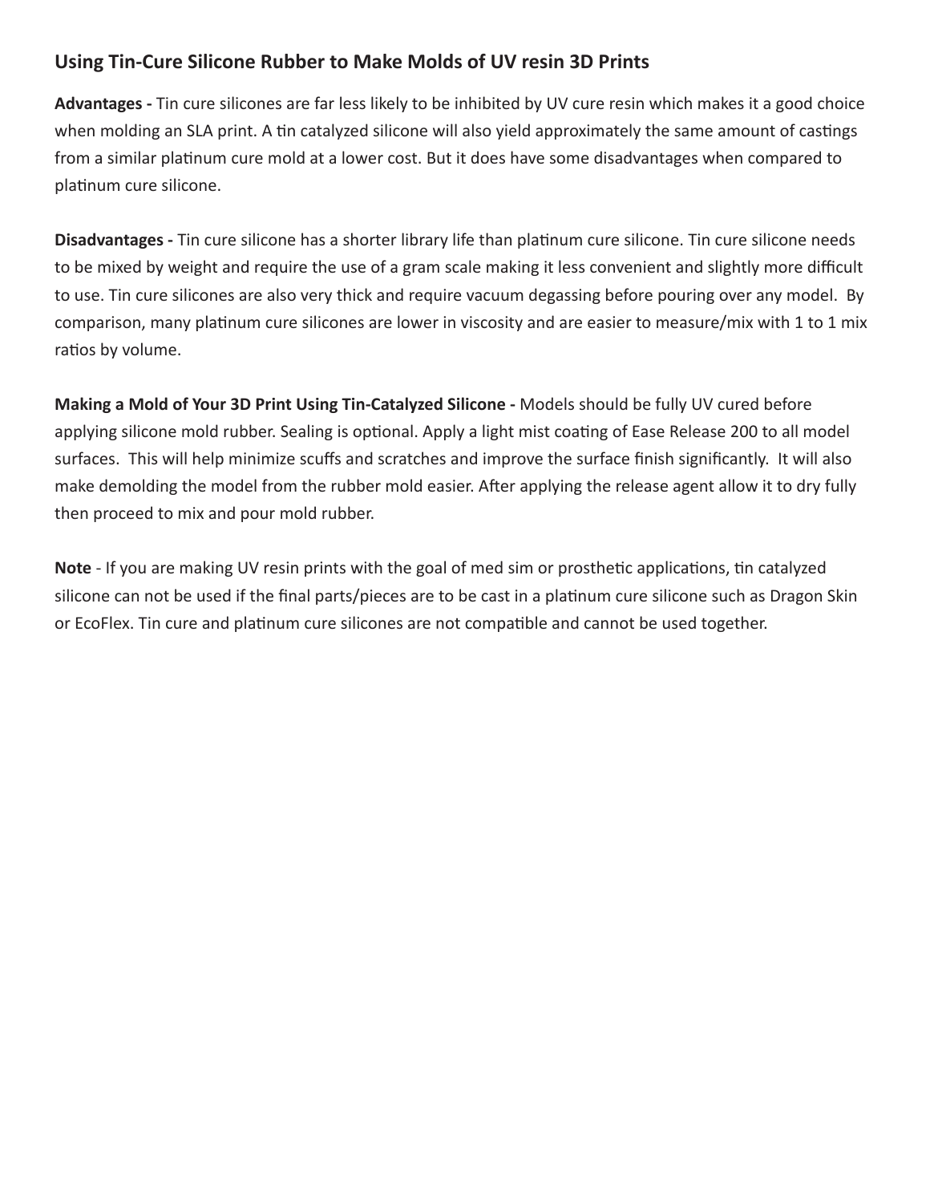## Using Tin-Cure Silicone Rubber to Make Molds of UV resin 3D Prints

**Advantages -** Tin cure silicones are far less likely to be inhibited by UV cure resin which makes it a good choice when molding an SLA print. A tin catalyzed silicone will also yield approximately the same amount of castings from a similar platinum cure mold at a lower cost. But it does have some disadvantages when compared to platinum cure silicone.

**Disadvantages -** Tin cure silicone has a shorter library life than platinum cure silicone. Tin cure silicone needs to be mixed by weight and require the use of a gram scale making it less convenient and slightly more difficult to use. Tin cure silicones are also very thick and require vacuum degassing before pouring over any model. By comparison, many platinum cure silicones are lower in viscosity and are easier to measure/mix with 1 to 1 mix ratios by volume.

**Making a Mold of Your 3D Print Using Tin-Catalyzed Silicone -** Models should be fully UV cured before applying silicone mold rubber. Sealing is optional. Apply a light mist coating of Ease Release 200 to all model surfaces. This will help minimize scuffs and scratches and improve the surface finish significantly. It will also make demolding the model from the rubber mold easier. After applying the release agent allow it to dry fully then proceed to mix and pour mold rubber.

**Note** - If you are making UV resin prints with the goal of med sim or prosthetic applications, tin catalyzed silicone can not be used if the final parts/pieces are to be cast in a platinum cure silicone such as Dragon Skin or EcoFlex. Tin cure and platinum cure silicones are not compatible and cannot be used together.